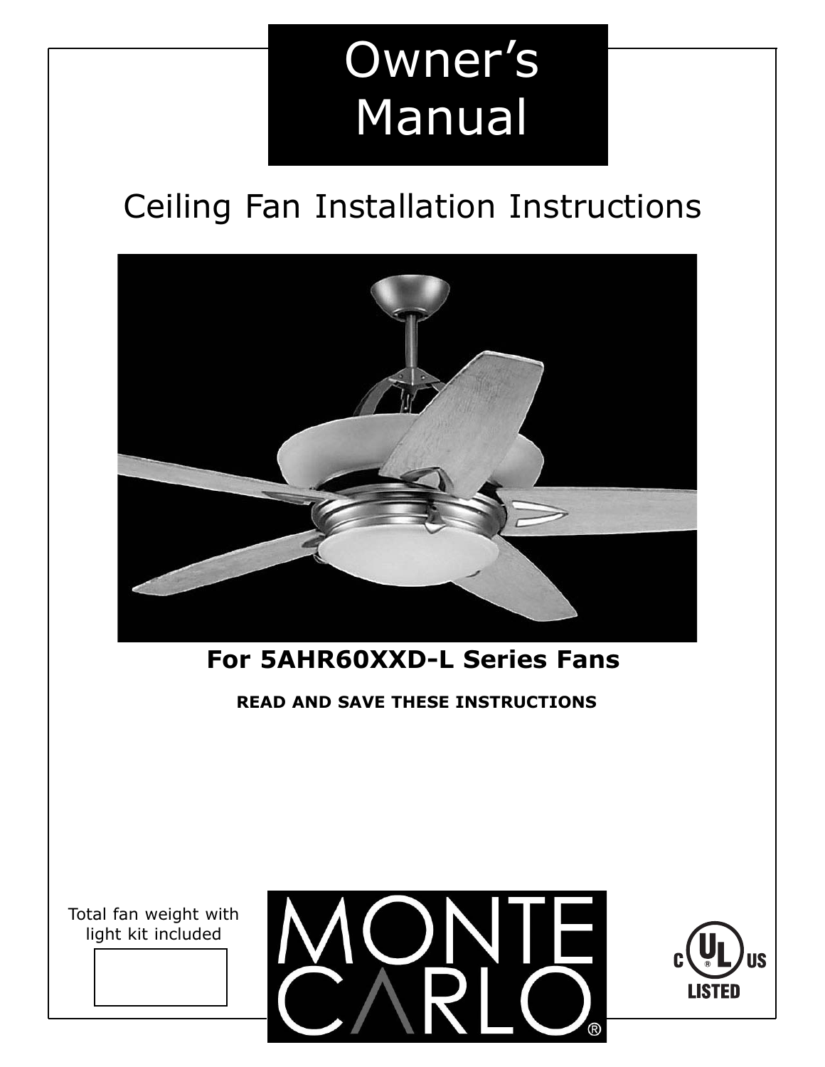# Owner's Manual

## Ceiling Fan Installation Instructions

**For 5AHR60XXD-L Series Fans**

**READ AND SAVE THESE INSTRUCTIONS**

Total fan weight with light kit included

MONTE CARLO®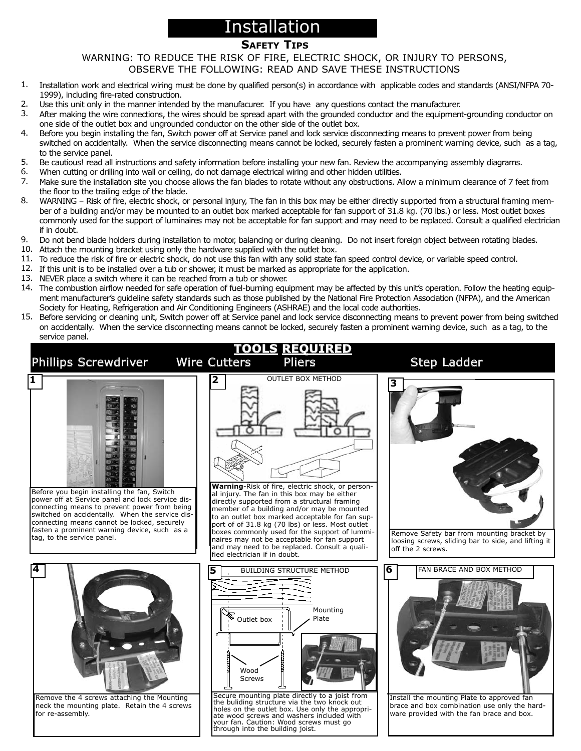# Installation

## Safety Tips

WARNING: TO REDUCE THE RISK OF FIRE, ELECTRIC SHOCK, OR INJURY TO PERSONS, OBSERVE THE FOLLOWING: READ AND SAVE THESE INSTRUCTIONS

1. Installation work and electrical wiring must be done by qualified person(s) in accordance with applicable codes and standards (ANSI/NFPA 70-1999), including fire-rated construction.
2. Use this unit only in the manner intended by the manufacurer. If you have any questions contact the manufacturer.
3. After making the wire connections, the wires should be spread apart with the grounded conductor and the equipment-grounding conductor on one side of the outlet box and ungrounded conductor on the other side of the outlet box.
4. Before you begin installing the fan, Switch power off at Service panel and lock service disconnecting means to prevent power from being switched on accidentally. When the service disconnecting means cannot be locked, securely fasten a prominent warning device, such as a tag, to the service panel.
5. Be cautious! read all instructions and safety information before installing your new fan. Review the accompanying assembly diagrams.
6. When cutting or drilling into wall or ceiling, do not damage electrical wiring and other hidden utilities.
7. Make sure the installation site you choose allows the fan blades to rotate without any obstructions. Allow a minimum clearance of 7 feet from the floor to the trailing edge of the blade.
8. WARNING – Risk of fire, electric shock, or personal injury, The fan in this box may be either directly supported from a structural framing member of a building and/or may be mounted to an outlet box marked acceptable for fan support of 31.8 kg. (70 lbs.) or less. Most outlet boxes commonly used for the support of luminaires may not be acceptable for fan support and may need to be replaced. Consult a qualified electrician if in doubt.
9. Do not bend blade holders during installation to motor, balancing or during cleaning. Do not insert foreign object between rotating blades.
10. Attach the mounting bracket using only the hardware supplied with the outlet box.
11. To reduce the risk of fire or electric shock, do not use this fan with any solid state fan speed control device, or variable speed control.
12. If this unit is to be installed over a tub or shower, it must be marked as appropriate for the application.
13. NEVER place a switch where it can be reached from a tub or shower.
14. The combustion airflow needed for safe operation of fuel-burning equipment may be affected by this unit's operation. Follow the heating equipment manufacturer's guideline safety standards such as those published by the National Fire Protection Association (NFPA), and the American Society for Heating, Refrigeration and Air Conditioning Engineers (ASHRAE) and the local code authorities.
15. Before servicing or cleaning unit, Switch power off at Service panel and lock service disconnecting means to prevent power from being switched on accidentally. When the service disconnecting means cannot be locked, securely fasten a prominent warning device, such as a tag, to the service panel.

## TOOLS REQUIRED

Phillips Screwdriver — Wire Cutters — Pliers — Step Ladder

**1**

Before you begin installing the fan, Switch power off at Service panel and lock service disconnecting means to prevent power from being switched on accidentally. When the service disconnecting means cannot be locked, securely fasten a prominent warning device, such as a tag, to the service panel.

**2** OUTLET BOX METHOD

**Warning**-Risk of fire, electric shock, or personal injury. The fan in this box may be either directly supported from a structural framing member of a building and/or may be mounted to an outlet box marked acceptable for fan support of 31.8 kg (70 lbs) or less. Most outlet boxes commonly used for the support of lumminaires may not be acceptable for fan support and may need to be replaced. Consult a qualified electrician if in doubt.

**3**

Remove Safety bar from mounting bracket by loosing screws, sliding bar to side, and lifting it off the 2 screws.

**4**

Remove the 4 screws attaching the Mounting neck the mounting plate. Retain the 4 screws for re-assembly.

**5** BUILDING STRUCTURE METHOD

Outlet box — Mounting Plate — Wood Screws

Secure mounting plate directly to a joist from the buliding structure via the two knock out holes on the outlet box. Use only the appropriate wood screws and washers included with your fan. Caution: Wood screws must go through into the building joist.

**6** FAN BRACE AND BOX METHOD

Install the mounting Plate to approved fan brace and box combination use only the hardware provided with the fan brace and box.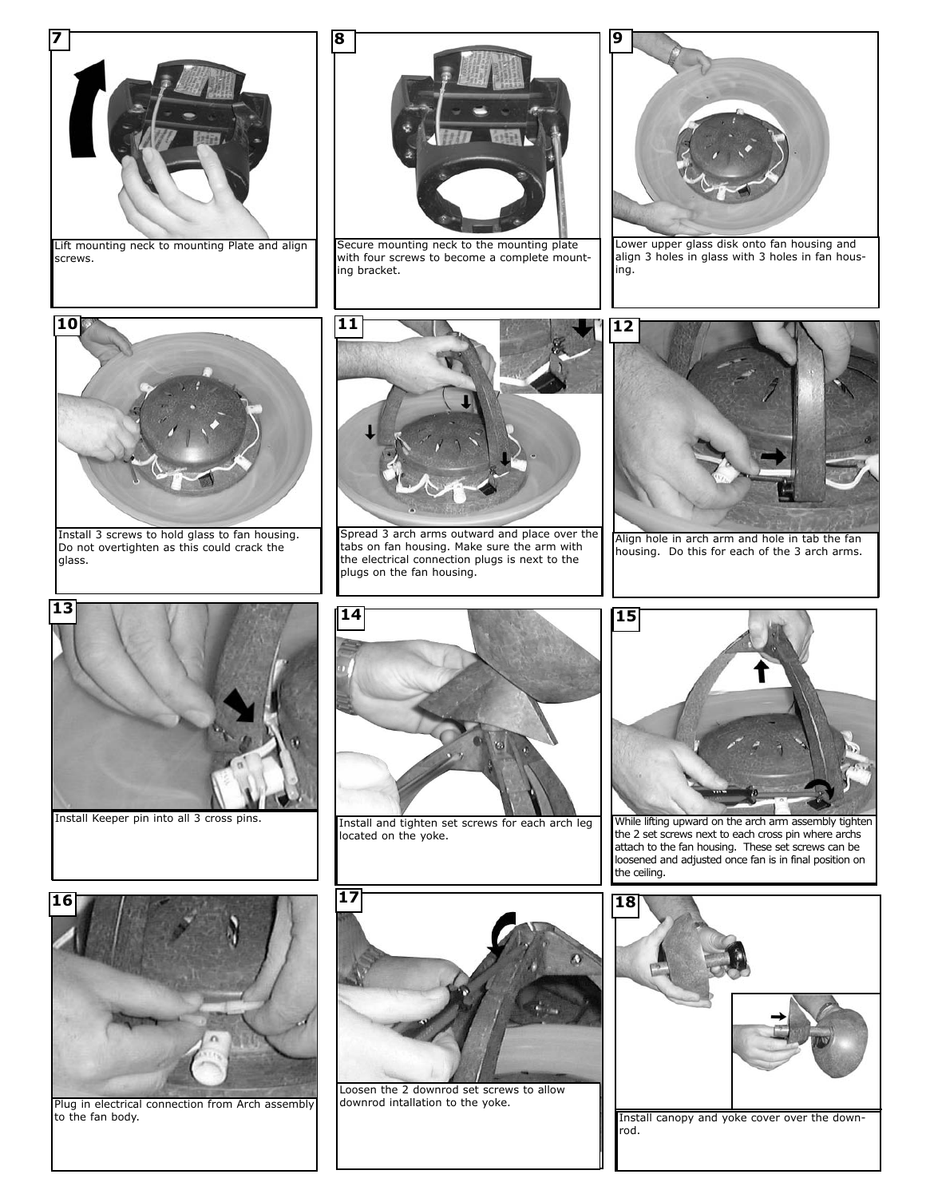**7**

Lift mounting neck to mounting Plate and align screws.

**8**

Secure mounting neck to the mounting plate with four screws to become a complete mounting bracket.

**9**

Lower upper glass disk onto fan housing and align 3 holes in glass with 3 holes in fan housing.

**10**

Install 3 screws to hold glass to fan housing. Do not overtighten as this could crack the glass.

**11**

Spread 3 arch arms outward and place over the tabs on fan housing. Make sure the arm with the electrical connection plugs is next to the plugs on the fan housing.

**12**

Align hole in arch arm and hole in tab the fan housing. Do this for each of the 3 arch arms.

**13**

Install Keeper pin into all 3 cross pins.

**14**

Install and tighten set screws for each arch leg located on the yoke.

**15**

While lifting upward on the arch arm assembly tighten the 2 set screws next to each cross pin where archs attach to the fan housing. These set screws can be loosened and adjusted once fan is in final position on the ceiling.

**16**

Plug in electrical connection from Arch assembly to the fan body.

**17**

Loosen the 2 downrod set screws to allow downrod intallation to the yoke.

**18**

Install canopy and yoke cover over the downrod.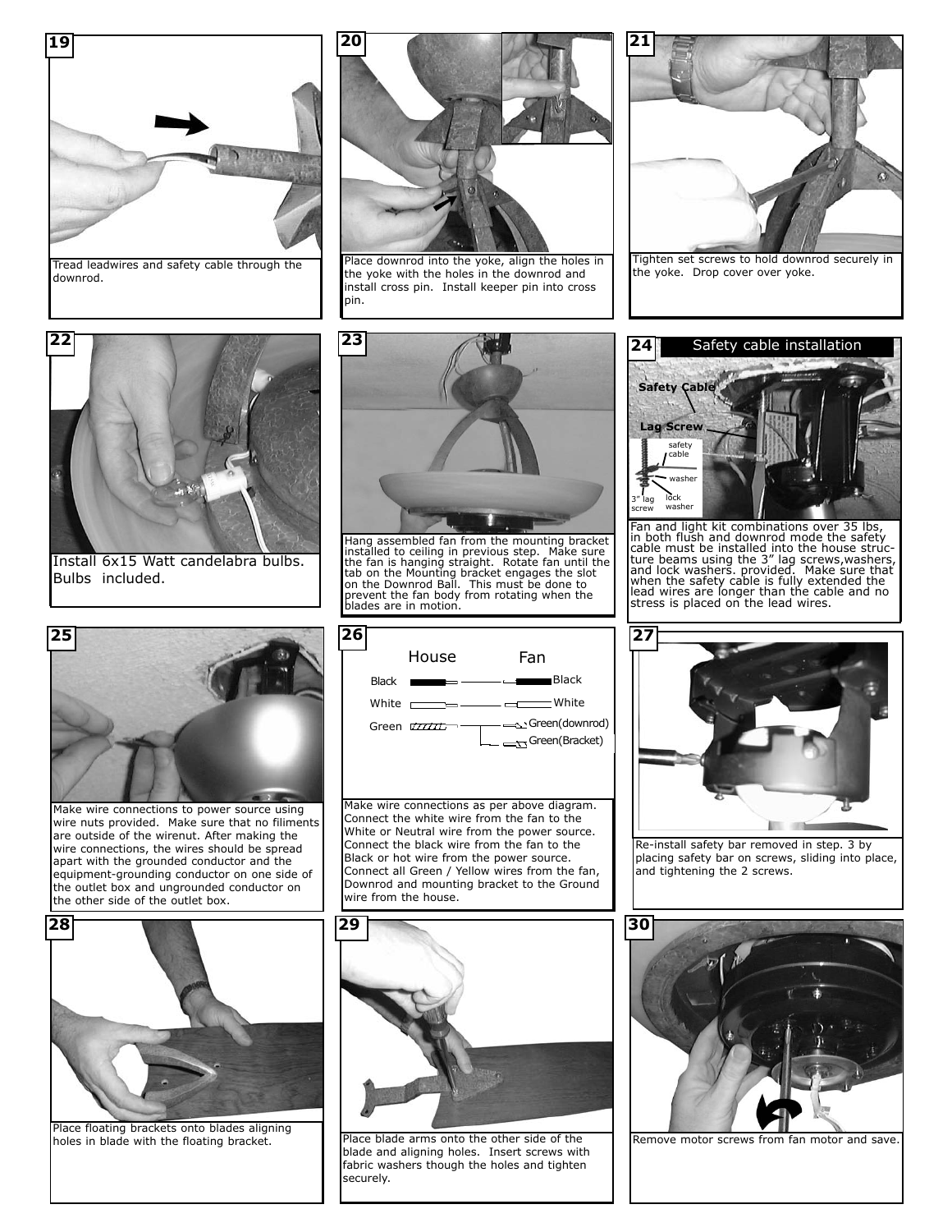**19**

Tread leadwires and safety cable through the downrod.

**20**

Place downrod into the yoke, align the holes in the yoke with the holes in the downrod and install cross pin. Install keeper pin into cross pin.

**21**

Tighten set screws to hold downrod securely in the yoke. Drop cover over yoke.

**22**

Install 6x15 Watt candelabra bulbs. Bulbs included.

**23**

Hang assembled fan from the mounting bracket installed to ceiling in previous step. Make sure the fan is hanging straight. Rotate fan until the tab on the Mounting bracket engages the slot on the Downrod Ball. This must be done to prevent the fan body from rotating when the blades are in motion.

**24**

**Safety cable installation**

Safety Cable

Lag Screw

safety cable

washer

3" lag screw

lock washer

Fan and light kit combinations over 35 lbs, in both flush and downrod mode the safety cable must be installed into the house structure beams using the 3" lag screws,washers, and lock washers. provided. Make sure that when the safety cable is fully extended the lead wires are longer than the cable and no stress is placed on the lead wires.

**25**

Make wire connections to power source using wire nuts provided. Make sure that no filiments are outside of the wirenut. After making the wire connections, the wires should be spread apart with the grounded conductor and the equipment-grounding conductor on one side of the outlet box and ungrounded conductor on the other side of the outlet box.

**26**

| House | Fan |
|---|---|
| Black | Black |
| White | White |
| Green | Green(downrod) |
| | Green(Bracket) |

Make wire connections as per above diagram. Connect the white wire from the fan to the White or Neutral wire from the power source. Connect the black wire from the fan to the Black or hot wire from the power source. Connect all Green / Yellow wires from the fan, Downrod and mounting bracket to the Ground wire from the house.

**27**

Re-install safety bar removed in step. 3 by placing safety bar on screws, sliding into place, and tightening the 2 screws.

**28**

Place floating brackets onto blades aligning holes in blade with the floating bracket.

**29**

Place blade arms onto the other side of the blade and aligning holes. Insert screws with fabric washers though the holes and tighten securely.

**30**

Remove motor screws from fan motor and save.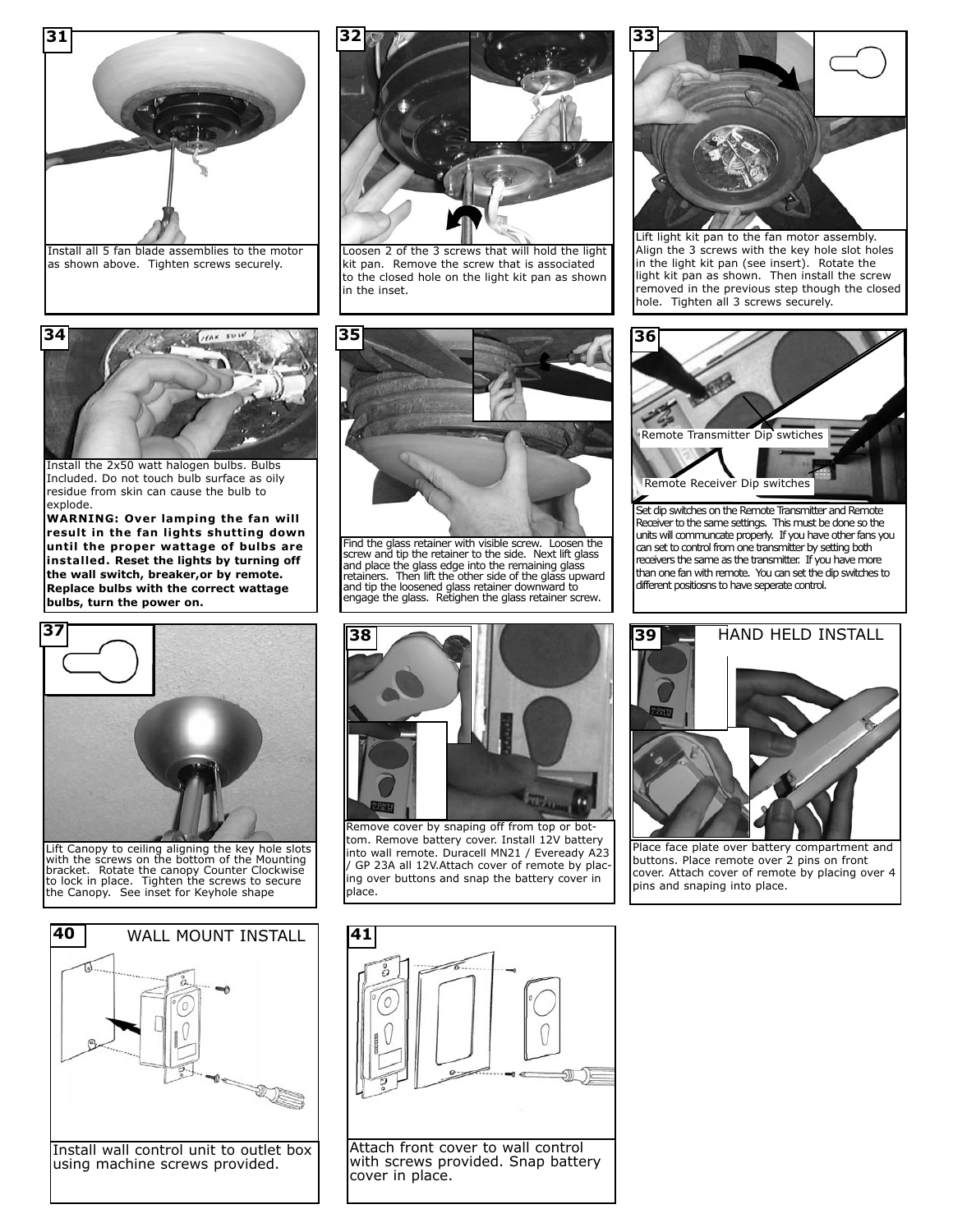**31**

Install all 5 fan blade assemblies to the motor as shown above. Tighten screws securely.

**32**

Loosen 2 of the 3 screws that will hold the light kit pan. Remove the screw that is associated to the closed hole on the light kit pan as shown in the inset.

**33**

Lift light kit pan to the fan motor assembly. Align the 3 screws with the key hole slot holes in the light kit pan (see insert). Rotate the light kit pan as shown. Then install the screw removed in the previous step though the closed hole. Tighten all 3 screws securely.

**34**

Install the 2x50 watt halogen bulbs. Bulbs Included. Do not touch bulb surface as oily residue from skin can cause the bulb to explode.

**WARNING: Over lamping the fan will result in the fan lights shutting down until the proper wattage of bulbs are installed. Reset the lights by turning off the wall switch, breaker,or by remote. Replace bulbs with the correct wattage bulbs, turn the power on.**

**35**

Find the glass retainer with visible screw. Loosen the screw and tip the retainer to the side. Next lift glass and place the glass edge into the remaining glass retainers. Then lift the other side of the glass upward and tip the loosened glass retainer downward to engage the glass. Retighen the glass retainer screw.

**36**

Remote Transmitter Dip swtiches

Remote Receiver Dip switches

Set dip switches on the Remote Transmitter and Remote Receiver to the same settings. This must be done so the units will communcate properly. If you have other fans you can set to control from one transmitter by setting both receivers the same as the transmitter. If you have more than one fan with remote. You can set the dip switches to different positiosns to have seperate control.

**37**

Lift Canopy to ceiling aligning the key hole slots with the screws on the bottom of the Mounting bracket. Rotate the canopy Counter Clockwise to lock in place. Tighten the screws to secure the Canopy. See inset for Keyhole shape

**38**

Remove cover by snaping off from top or bottom. Remove battery cover. Install 12V battery into wall remote. Duracell MN21 / Eveready A23 / GP 23A all 12V.Attach cover of remote by placing over buttons and snap the battery cover in place.

**39** HAND HELD INSTALL

Place face plate over battery compartment and buttons. Place remote over 2 pins on front cover. Attach cover of remote by placing over 4 pins and snaping into place.

**40** WALL MOUNT INSTALL

Install wall control unit to outlet box using machine screws provided.

**41**

Attach front cover to wall control with screws provided. Snap battery cover in place.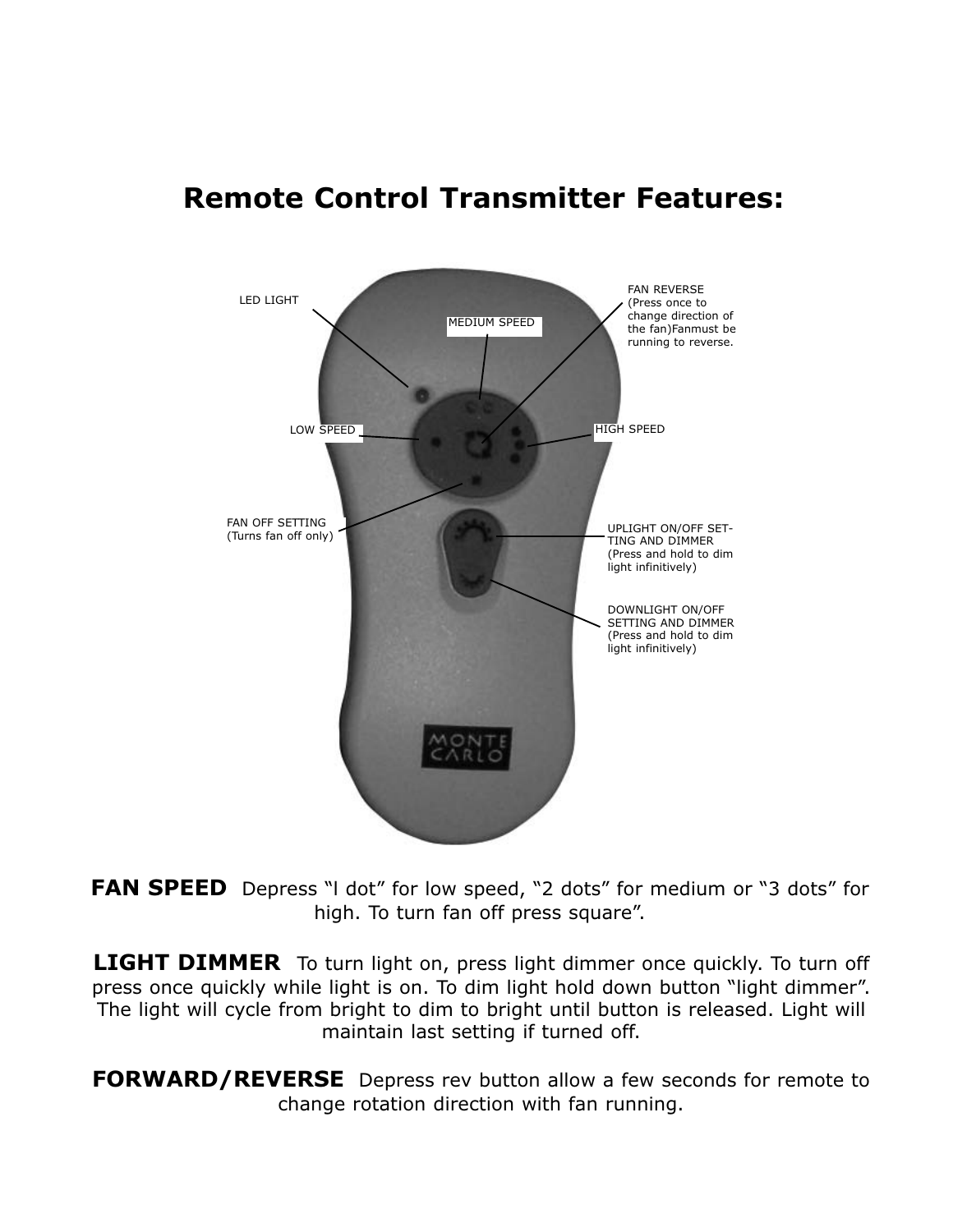# Remote Control Transmitter Features:

LED LIGHT

MEDIUM SPEED

FAN REVERSE (Press once to change direction of the fan)Fanmust be running to reverse.

LOW SPEED

HIGH SPEED

FAN OFF SETTING (Turns fan off only)

UPLIGHT ON/OFF SETTING AND DIMMER (Press and hold to dim light infinitively)

DOWNLIGHT ON/OFF SETTING AND DIMMER (Press and hold to dim light infinitively)

**FAN SPEED** Depress "l dot" for low speed, "2 dots" for medium or "3 dots" for high. To turn fan off press square".

**LIGHT DIMMER** To turn light on, press light dimmer once quickly. To turn off press once quickly while light is on. To dim light hold down button "light dimmer". The light will cycle from bright to dim to bright until button is released. Light will maintain last setting if turned off.

**FORWARD/REVERSE** Depress rev button allow a few seconds for remote to change rotation direction with fan running.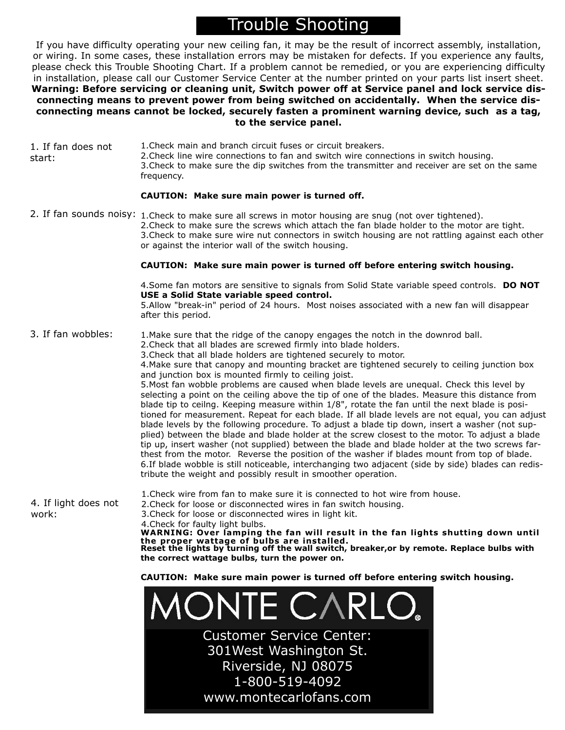# Trouble Shooting

If you have difficulty operating your new ceiling fan, it may be the result of incorrect assembly, installation, or wiring. In some cases, these installation errors may be mistaken for defects. If you experience any faults, please check this Trouble Shooting Chart. If a problem cannot be remedied, or you are experiencing difficulty in installation, please call our Customer Service Center at the number printed on your parts list insert sheet.

**Warning: Before servicing or cleaning unit, Switch power off at Service panel and lock service disconnecting means to prevent power from being switched on accidentally. When the service disconnecting means cannot be locked, securely fasten a prominent warning device, such as a tag, to the service panel.**

**1. If fan does not start:**

1. Check main and branch circuit fuses or circuit breakers.
2. Check line wire connections to fan and switch wire connections in switch housing.
3. Check to make sure the dip switches from the transmitter and receiver are set on the same frequency.

**CAUTION: Make sure main power is turned off.**

**2. If fan sounds noisy:**

1. Check to make sure all screws in motor housing are snug (not over tightened).
2. Check to make sure the screws which attach the fan blade holder to the motor are tight.
3. Check to make sure wire nut connectors in switch housing are not rattling against each other or against the interior wall of the switch housing.

**CAUTION: Make sure main power is turned off before entering switch housing.**

4. Some fan motors are sensitive to signals from Solid State variable speed controls. **DO NOT USE a Solid State variable speed control.**
5. Allow "break-in" period of 24 hours. Most noises associated with a new fan will disappear after this period.

**3. If fan wobbles:**

1. Make sure that the ridge of the canopy engages the notch in the downrod ball.
2. Check that all blades are screwed firmly into blade holders.
3. Check that all blade holders are tightened securely to motor.
4. Make sure that canopy and mounting bracket are tightened securely to ceiling junction box and junction box is mounted firmly to ceiling joist.
5. Most fan wobble problems are caused when blade levels are unequal. Check this level by selecting a point on the ceiling above the tip of one of the blades. Measure this distance from blade tip to ceilng. Keeping measure within 1/8", rotate the fan until the next blade is positioned for measurement. Repeat for each blade. If all blade levels are not equal, you can adjust blade levels by the following procedure. To adjust a blade tip down, insert a washer (not supplied) between the blade and blade holder at the screw closest to the motor. To adjust a blade tip up, insert washer (not supplied) between the blade and blade holder at the two screws farthest from the motor. Reverse the position of the washer if blades mount from top of blade.
6. If blade wobble is still noticeable, interchanging two adjacent (side by side) blades can redistribute the weight and possibly result in smoother operation.

**4. If light does not work:**

1. Check wire from fan to make sure it is connected to hot wire from house.
2. Check for loose or disconnected wires in fan switch housing.
3. Check for loose or disconnected wires in light kit.
4. Check for faulty light bulbs.

**WARNING: Over lamping the fan will result in the fan lights shutting down until the proper wattage of bulbs are installed.**
**Reset the lights by turning off the wall switch, breaker,or by remote. Replace bulbs with the correct wattage bulbs, turn the power on.**

**CAUTION: Make sure main power is turned off before entering switch housing.**

MONTE CARLO®

Customer Service Center:
301West Washington St.
Riverside, NJ 08075
1-800-519-4092
www.montecarlofans.com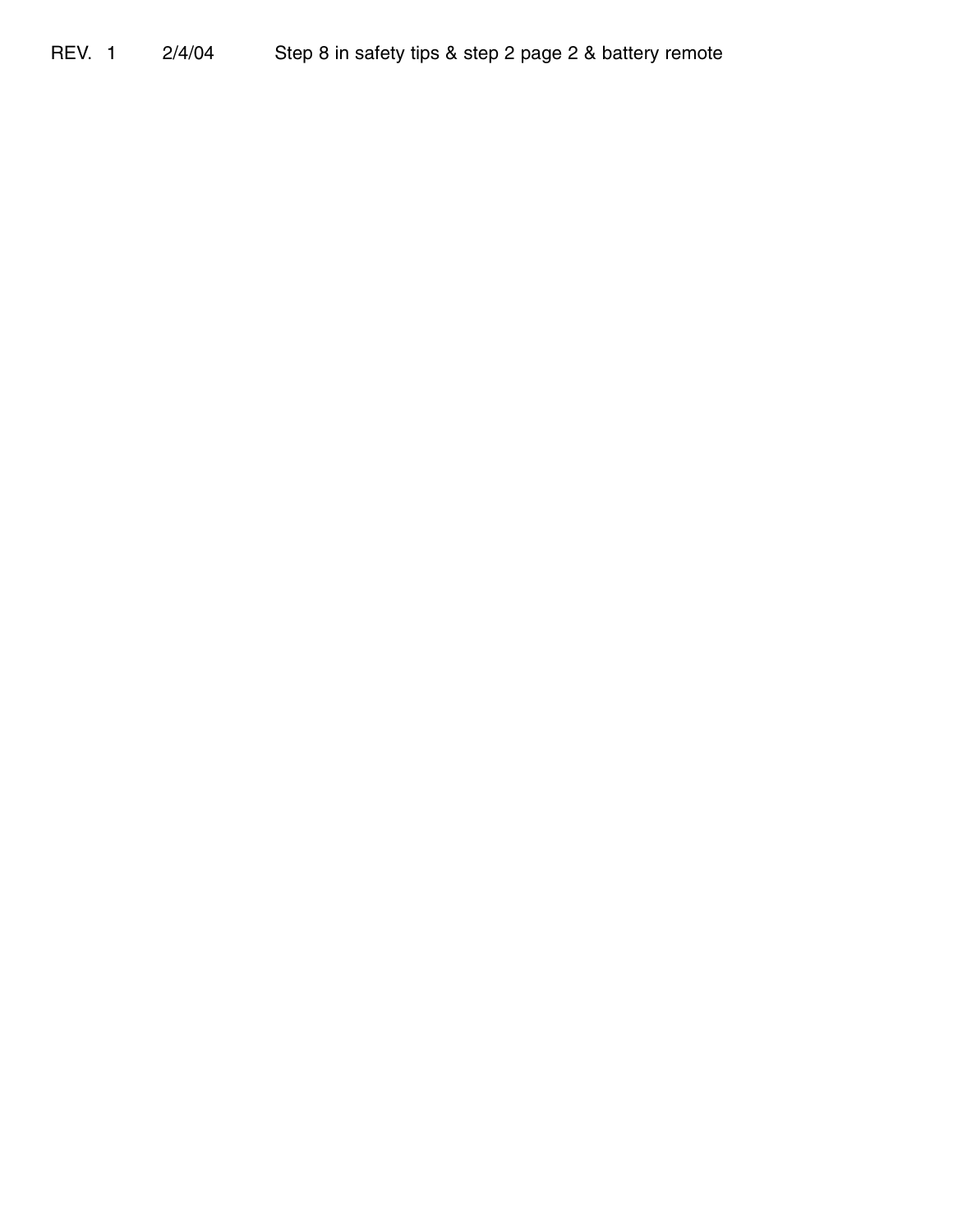REV. 1 2/4/04 Step 8 in safety tips & step 2 page 2 & battery remote